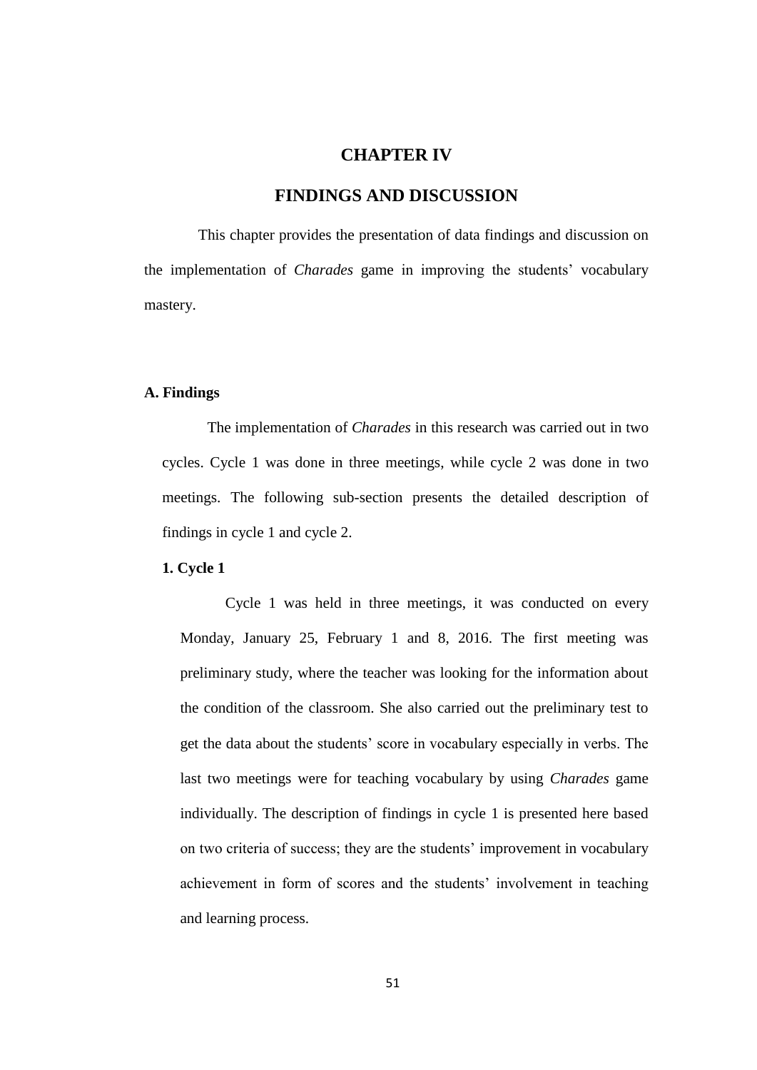# CHAPTER IV

# FINDINGS AND DISCUSSION

This chapter provides the presentation of data findings and discussion on the implementation of *Charades* game in improving the students' vocabulary mastery.

## A. Findings

The implementation of *Charades* in this research was carried out in two cycles. Cycle 1 was done in three meetings, while cycle 2 was done in two meetings. The following sub-section presents the detailed description of findings in cycle 1 and cycle 2.

### 1. Cycle 1

Cycle 1 was held in three meetings, it was conducted on every Monday, January 25, February 1 and 8, 2016. The first meeting was preliminary study, where the teacher was looking for the information about the condition of the classroom. She also carried out the preliminary test to get the data about the students' score in vocabulary especially in verbs. The last two meetings were for teaching vocabulary by using *Charades* game individually. The description of findings in cycle 1 is presented here based on two criteria of success; they are the students' improvement in vocabulary achievement in form of scores and the students' involvement in teaching and learning process.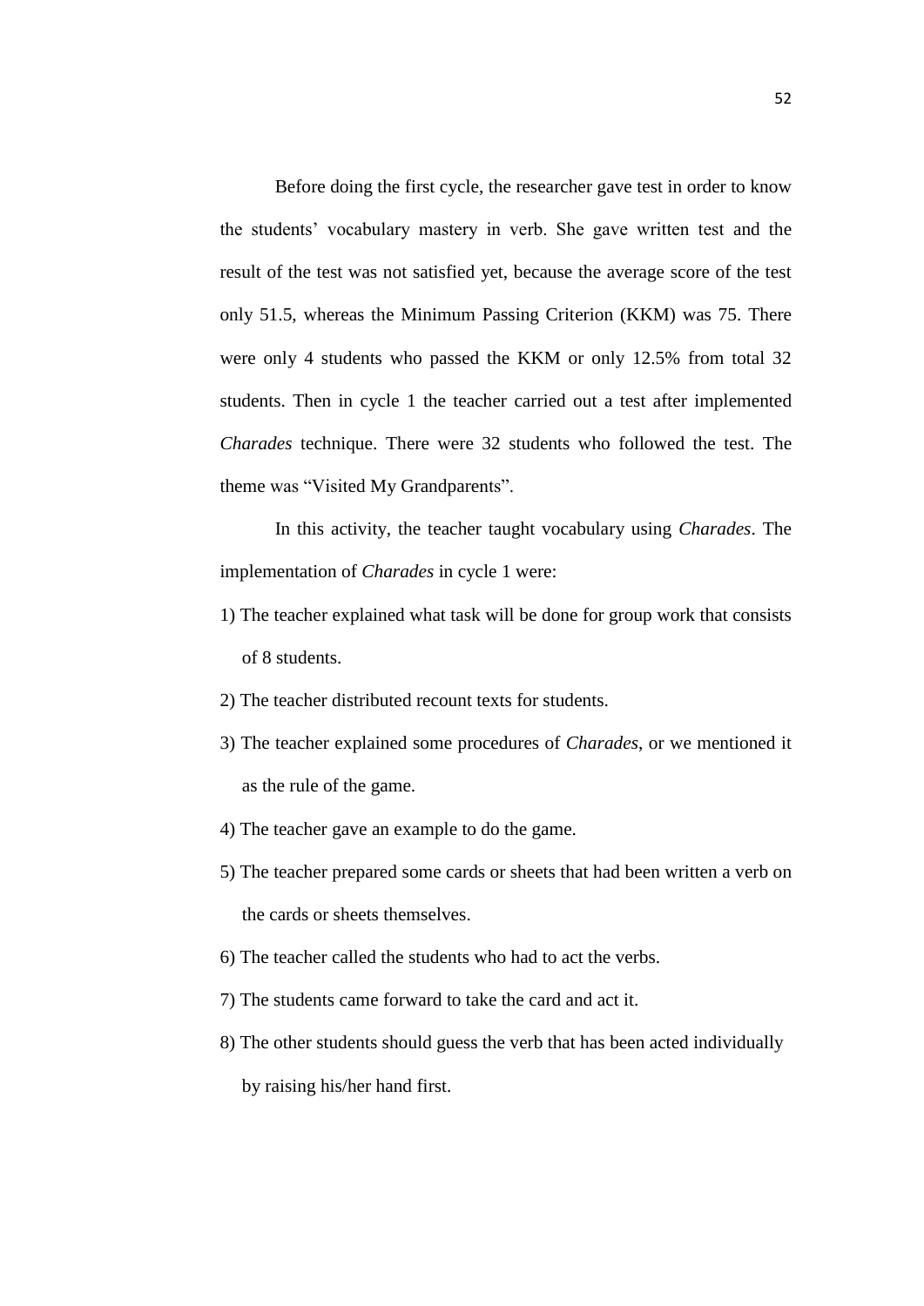Before doing the first cycle, the researcher gave test in order to know the students' vocabulary mastery in verb. She gave written test and the result of the test was not satisfied yet, because the average score of the test only 51.5, whereas the Minimum Passing Criterion (KKM) was 75. There were only 4 students who passed the KKM or only 12.5% from total 32 students. Then in cycle 1 the teacher carried out a test after implemented *Charades* technique. There were 32 students who followed the test. The theme was "Visited My Grandparents".

In this activity, the teacher taught vocabulary using *Charades*. The implementation of *Charades* in cycle 1 were:

1) The teacher explained what task will be done for group work that consists of 8 students.
2) The teacher distributed recount texts for students.
3) The teacher explained some procedures of *Charades*, or we mentioned it as the rule of the game.
4) The teacher gave an example to do the game.
5) The teacher prepared some cards or sheets that had been written a verb on the cards or sheets themselves.
6) The teacher called the students who had to act the verbs.
7) The students came forward to take the card and act it.
8) The other students should guess the verb that has been acted individually by raising his/her hand first.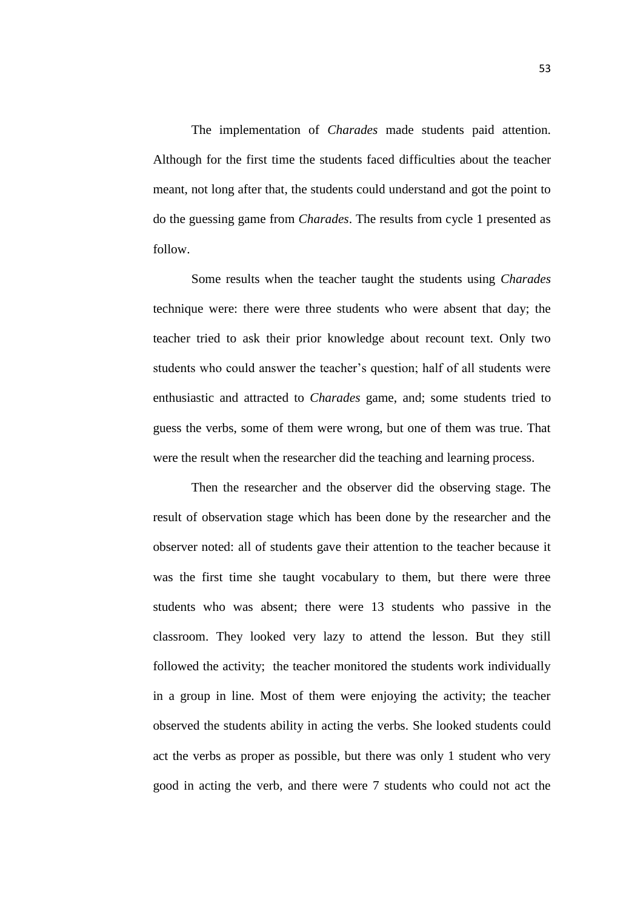The implementation of *Charades* made students paid attention. Although for the first time the students faced difficulties about the teacher meant, not long after that, the students could understand and got the point to do the guessing game from *Charades*. The results from cycle 1 presented as follow.

Some results when the teacher taught the students using *Charades* technique were: there were three students who were absent that day; the teacher tried to ask their prior knowledge about recount text. Only two students who could answer the teacher's question; half of all students were enthusiastic and attracted to *Charades* game, and; some students tried to guess the verbs, some of them were wrong, but one of them was true. That were the result when the researcher did the teaching and learning process.

Then the researcher and the observer did the observing stage. The result of observation stage which has been done by the researcher and the observer noted: all of students gave their attention to the teacher because it was the first time she taught vocabulary to them, but there were three students who was absent; there were 13 students who passive in the classroom. They looked very lazy to attend the lesson. But they still followed the activity; the teacher monitored the students work individually in a group in line. Most of them were enjoying the activity; the teacher observed the students ability in acting the verbs. She looked students could act the verbs as proper as possible, but there was only 1 student who very good in acting the verb, and there were 7 students who could not act the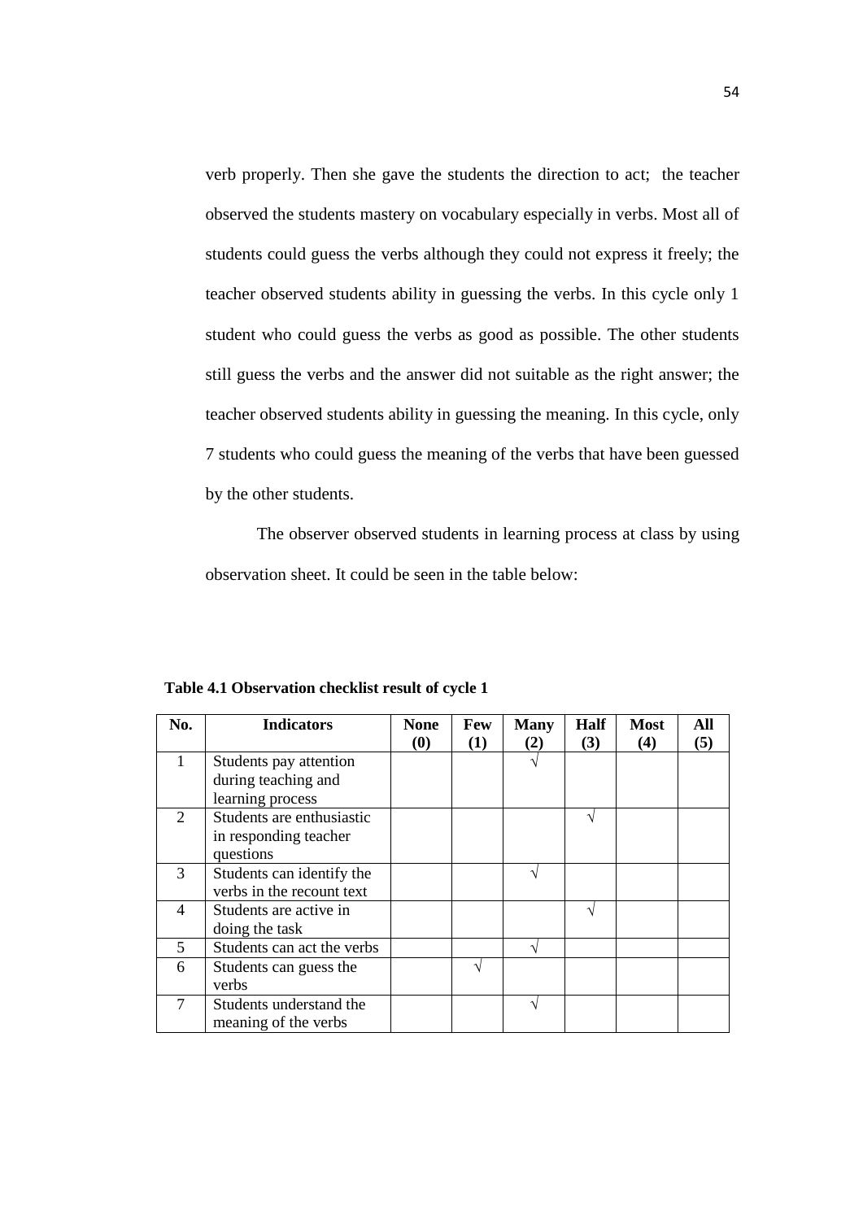verb properly. Then she gave the students the direction to act; the teacher observed the students mastery on vocabulary especially in verbs. Most all of students could guess the verbs although they could not express it freely; the teacher observed students ability in guessing the verbs. In this cycle only 1 student who could guess the verbs as good as possible. The other students still guess the verbs and the answer did not suitable as the right answer; the teacher observed students ability in guessing the meaning. In this cycle, only 7 students who could guess the meaning of the verbs that have been guessed by the other students.

The observer observed students in learning process at class by using observation sheet. It could be seen in the table below:

**Table 4.1 Observation checklist result of cycle 1**

| No. | Indicators | None (0) | Few (1) | Many (2) | Half (3) | Most (4) | All (5) |
|---|---|---|---|---|---|---|---|
| 1 | Students pay attention during teaching and learning process | | | √ | | | |
| 2 | Students are enthusiastic in responding teacher questions | | | | √ | | |
| 3 | Students can identify the verbs in the recount text | | | √ | | | |
| 4 | Students are active in doing the task | | | | √ | | |
| 5 | Students can act the verbs | | | √ | | | |
| 6 | Students can guess the verbs | | √ | | | | |
| 7 | Students understand the meaning of the verbs | | | √ | | | |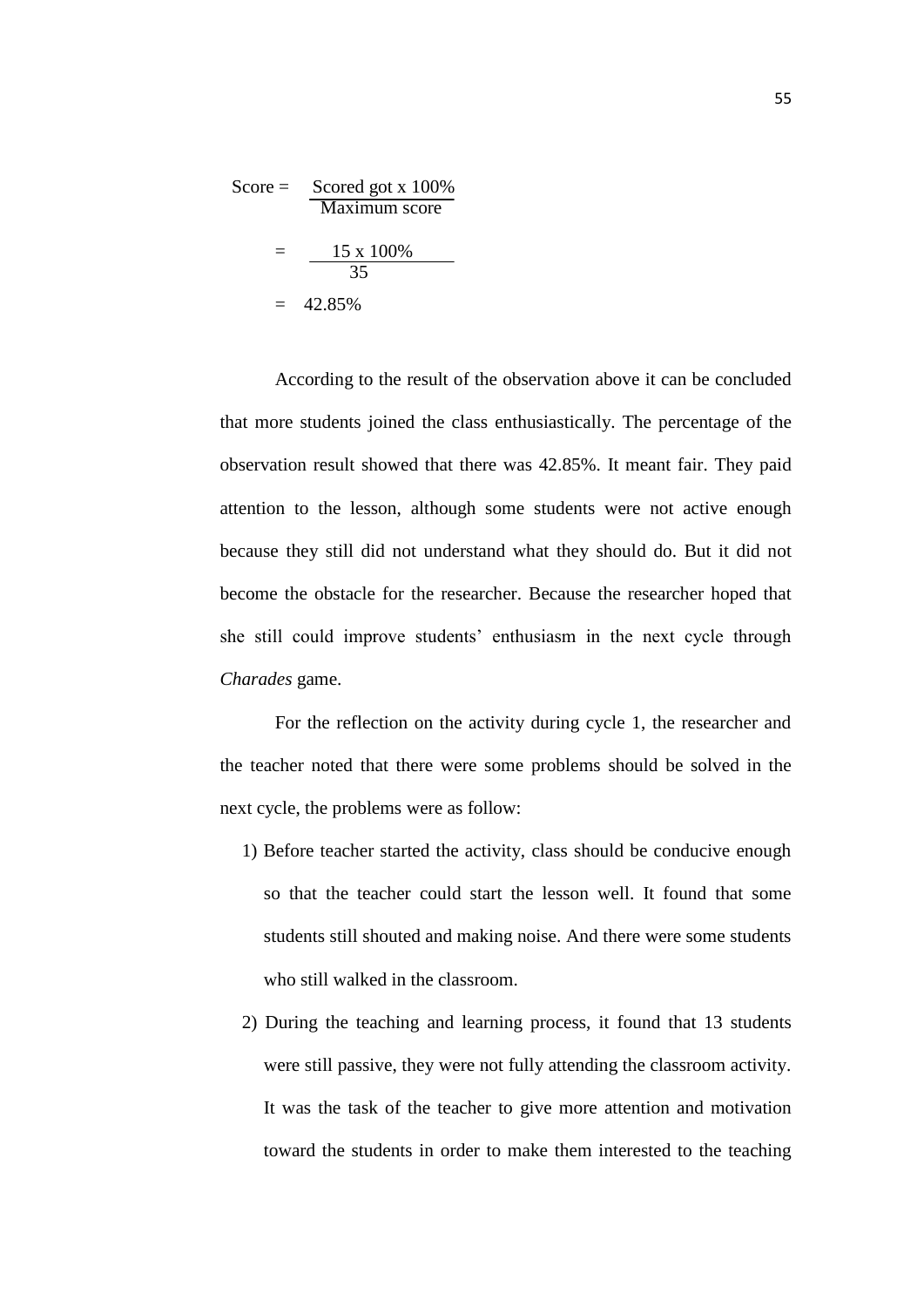$$\text{Score} = \frac{\text{Scored got x 100\%}}{\text{Maximum score}}$$

$$= \frac{15 \text{ x } 100\%}{35}$$

$$= 42.85\%$$

According to the result of the observation above it can be concluded that more students joined the class enthusiastically. The percentage of the observation result showed that there was 42.85%. It meant fair. They paid attention to the lesson, although some students were not active enough because they still did not understand what they should do. But it did not become the obstacle for the researcher. Because the researcher hoped that she still could improve students' enthusiasm in the next cycle through *Charades* game.

For the reflection on the activity during cycle 1, the researcher and the teacher noted that there were some problems should be solved in the next cycle, the problems were as follow:

1) Before teacher started the activity, class should be conducive enough so that the teacher could start the lesson well. It found that some students still shouted and making noise. And there were some students who still walked in the classroom.
2) During the teaching and learning process, it found that 13 students were still passive, they were not fully attending the classroom activity. It was the task of the teacher to give more attention and motivation toward the students in order to make them interested to the teaching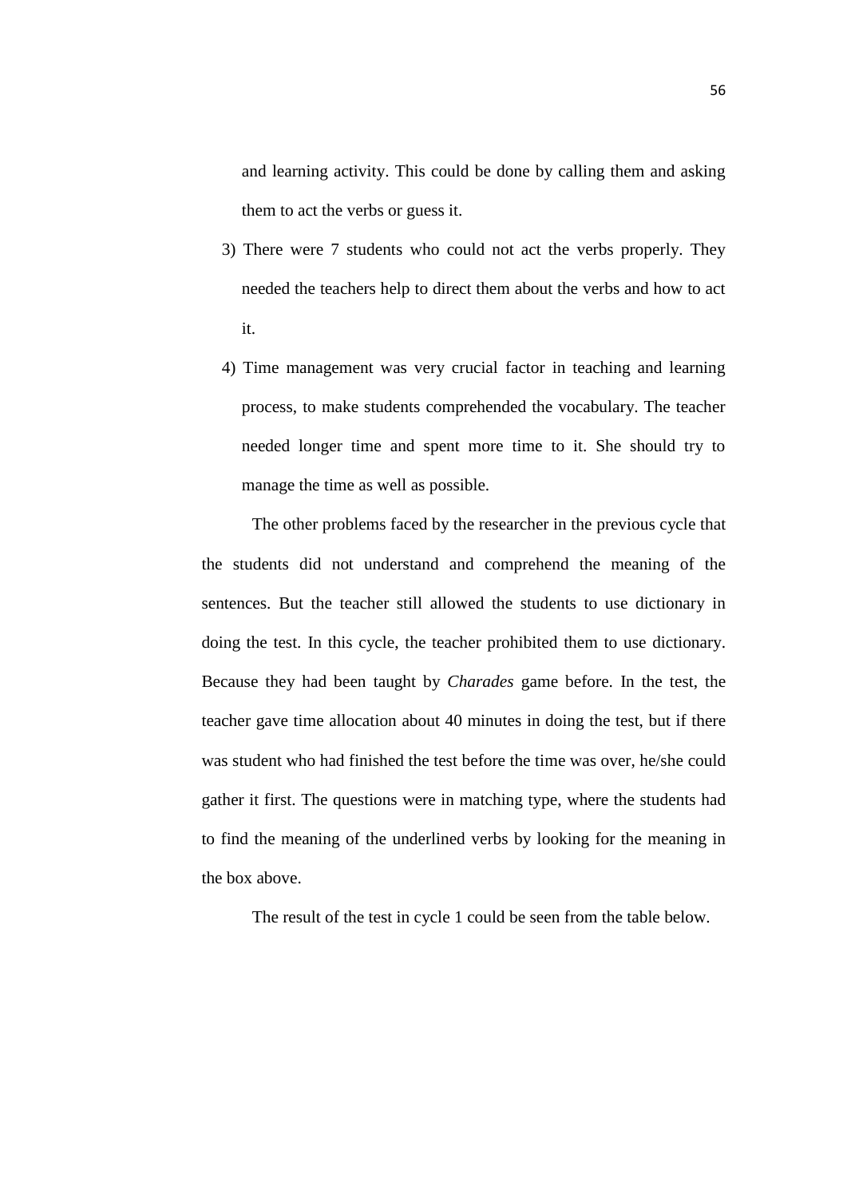and learning activity. This could be done by calling them and asking them to act the verbs or guess it.

3) There were 7 students who could not act the verbs properly. They needed the teachers help to direct them about the verbs and how to act it.

4) Time management was very crucial factor in teaching and learning process, to make students comprehended the vocabulary. The teacher needed longer time and spent more time to it. She should try to manage the time as well as possible.

The other problems faced by the researcher in the previous cycle that the students did not understand and comprehend the meaning of the sentences. But the teacher still allowed the students to use dictionary in doing the test. In this cycle, the teacher prohibited them to use dictionary. Because they had been taught by *Charades* game before. In the test, the teacher gave time allocation about 40 minutes in doing the test, but if there was student who had finished the test before the time was over, he/she could gather it first. The questions were in matching type, where the students had to find the meaning of the underlined verbs by looking for the meaning in the box above.

The result of the test in cycle 1 could be seen from the table below.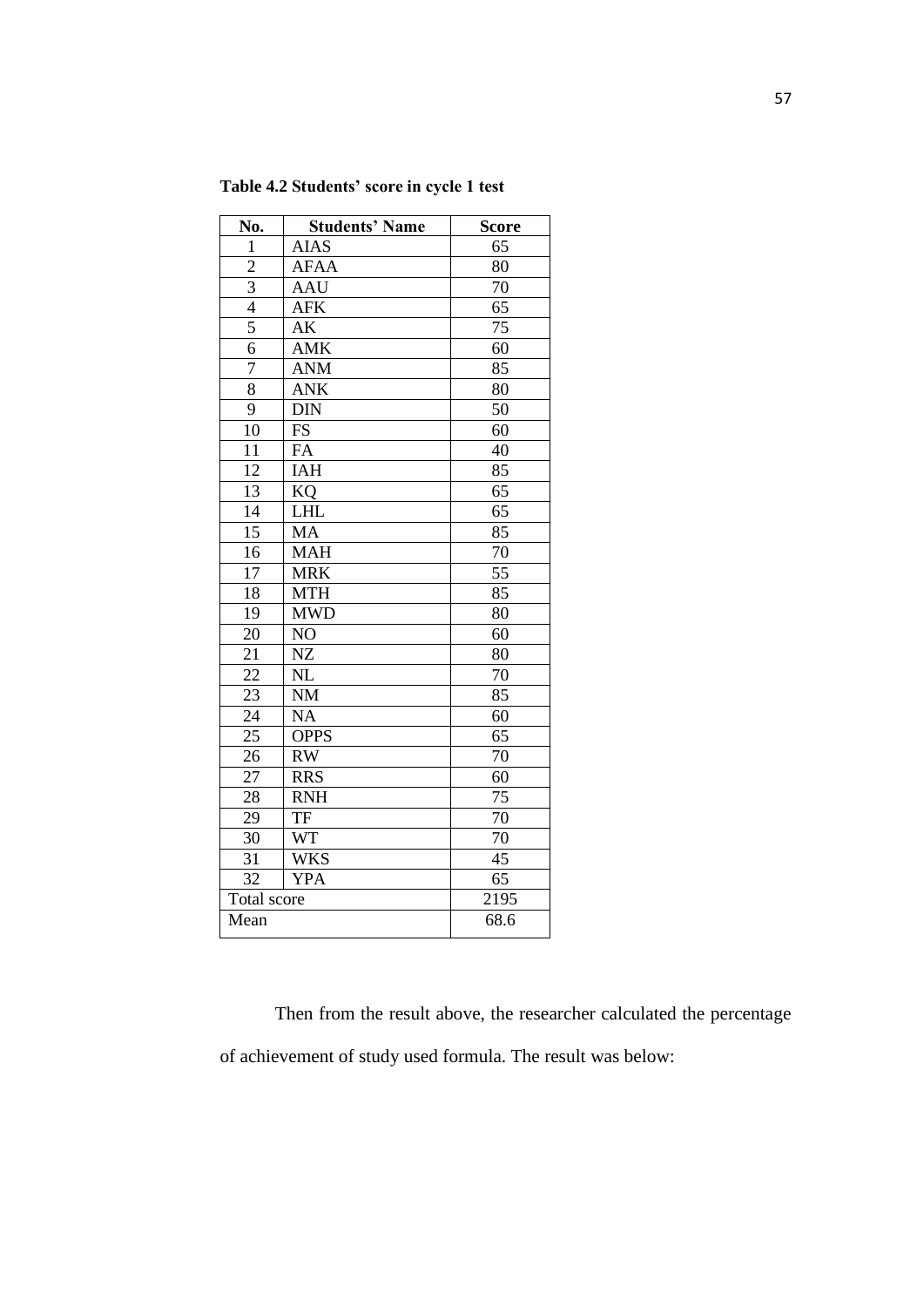**Table 4.2 Students' score in cycle 1 test**

| No. | Students' Name | Score |
|---|---|---|
| 1 | AIAS | 65 |
| 2 | AFAA | 80 |
| 3 | AAU | 70 |
| 4 | AFK | 65 |
| 5 | AK | 75 |
| 6 | AMK | 60 |
| 7 | ANM | 85 |
| 8 | ANK | 80 |
| 9 | DIN | 50 |
| 10 | FS | 60 |
| 11 | FA | 40 |
| 12 | IAH | 85 |
| 13 | KQ | 65 |
| 14 | LHL | 65 |
| 15 | MA | 85 |
| 16 | MAH | 70 |
| 17 | MRK | 55 |
| 18 | MTH | 85 |
| 19 | MWD | 80 |
| 20 | NO | 60 |
| 21 | NZ | 80 |
| 22 | NL | 70 |
| 23 | NM | 85 |
| 24 | NA | 60 |
| 25 | OPPS | 65 |
| 26 | RW | 70 |
| 27 | RRS | 60 |
| 28 | RNH | 75 |
| 29 | TF | 70 |
| 30 | WT | 70 |
| 31 | WKS | 45 |
| 32 | YPA | 65 |
| Total score | | 2195 |
| Mean | | 68.6 |

Then from the result above, the researcher calculated the percentage of achievement of study used formula. The result was below: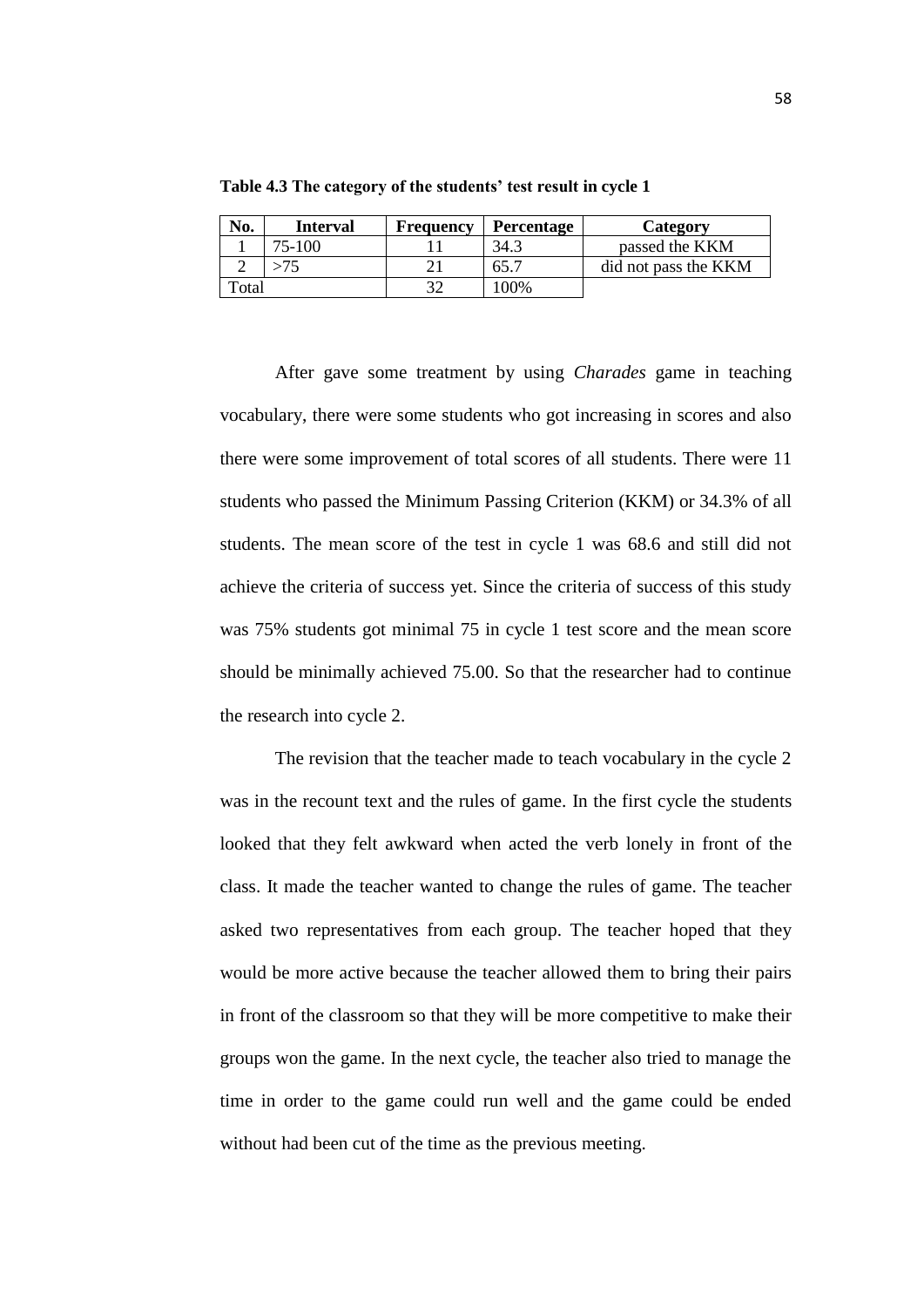**Table 4.3 The category of the students' test result in cycle 1**

| No. | Interval | Frequency | Percentage | Category |
|---|---|---|---|---|
| 1 | 75-100 | 11 | 34.3 | passed the KKM |
| 2 | >75 | 21 | 65.7 | did not pass the KKM |
| Total | | 32 | 100% | |

After gave some treatment by using *Charades* game in teaching vocabulary, there were some students who got increasing in scores and also there were some improvement of total scores of all students. There were 11 students who passed the Minimum Passing Criterion (KKM) or 34.3% of all students. The mean score of the test in cycle 1 was 68.6 and still did not achieve the criteria of success yet. Since the criteria of success of this study was 75% students got minimal 75 in cycle 1 test score and the mean score should be minimally achieved 75.00. So that the researcher had to continue the research into cycle 2.

The revision that the teacher made to teach vocabulary in the cycle 2 was in the recount text and the rules of game. In the first cycle the students looked that they felt awkward when acted the verb lonely in front of the class. It made the teacher wanted to change the rules of game. The teacher asked two representatives from each group. The teacher hoped that they would be more active because the teacher allowed them to bring their pairs in front of the classroom so that they will be more competitive to make their groups won the game. In the next cycle, the teacher also tried to manage the time in order to the game could run well and the game could be ended without had been cut of the time as the previous meeting.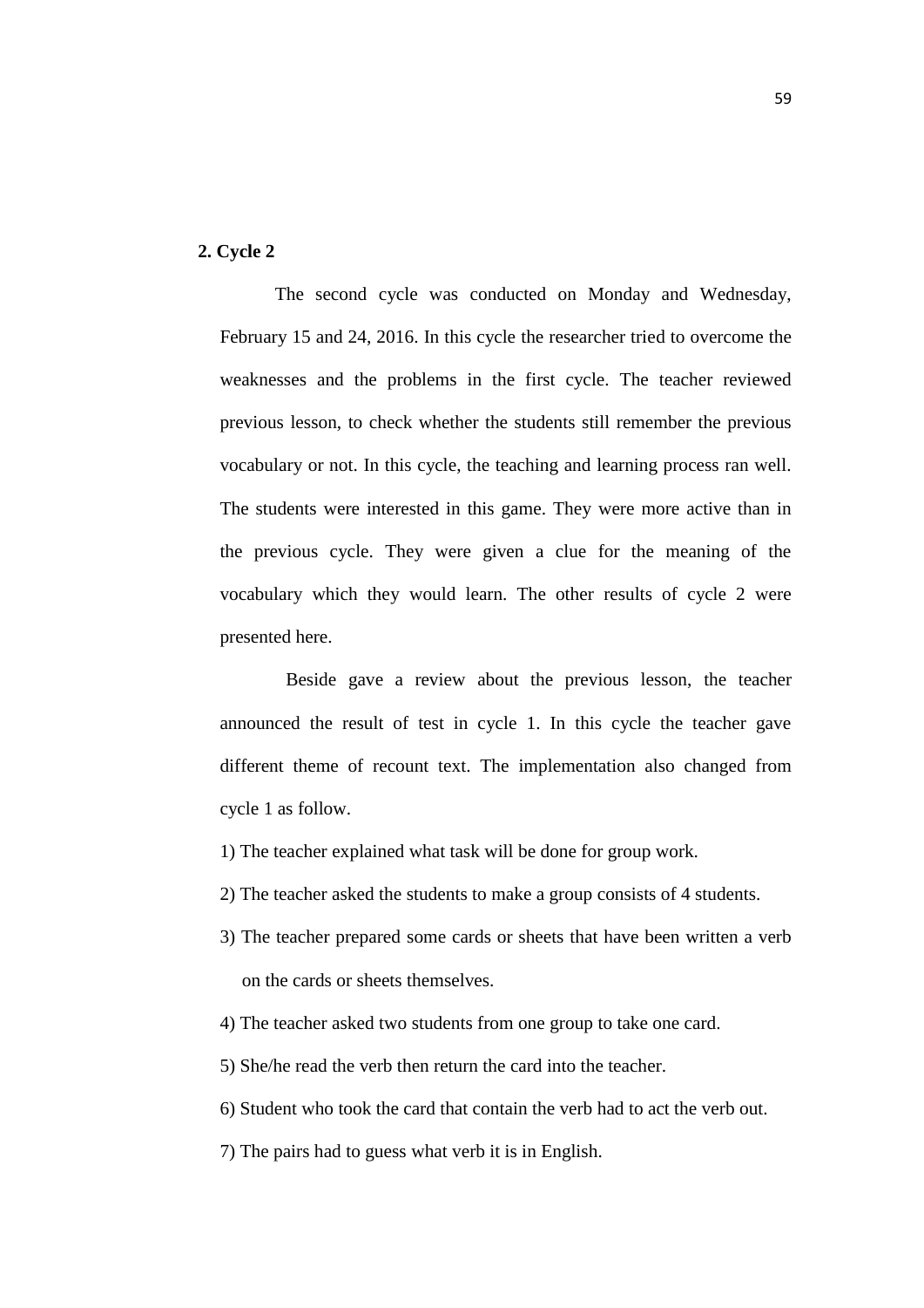**2. Cycle 2**

The second cycle was conducted on Monday and Wednesday, February 15 and 24, 2016. In this cycle the researcher tried to overcome the weaknesses and the problems in the first cycle. The teacher reviewed previous lesson, to check whether the students still remember the previous vocabulary or not. In this cycle, the teaching and learning process ran well. The students were interested in this game. They were more active than in the previous cycle. They were given a clue for the meaning of the vocabulary which they would learn. The other results of cycle 2 were presented here.

Beside gave a review about the previous lesson, the teacher announced the result of test in cycle 1. In this cycle the teacher gave different theme of recount text. The implementation also changed from cycle 1 as follow.

1) The teacher explained what task will be done for group work.

2) The teacher asked the students to make a group consists of 4 students.

3) The teacher prepared some cards or sheets that have been written a verb on the cards or sheets themselves.

4) The teacher asked two students from one group to take one card.

5) She/he read the verb then return the card into the teacher.

6) Student who took the card that contain the verb had to act the verb out.

7) The pairs had to guess what verb it is in English.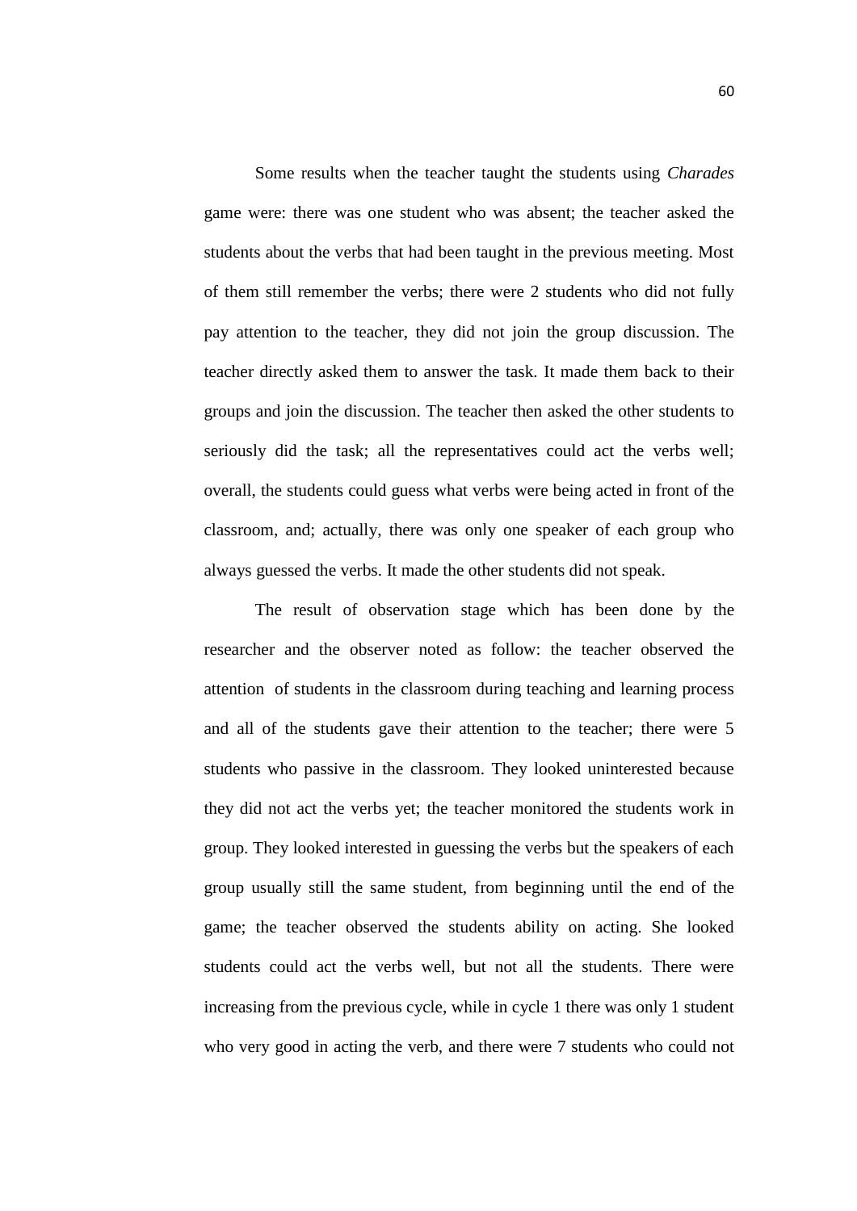Some results when the teacher taught the students using *Charades* game were: there was one student who was absent; the teacher asked the students about the verbs that had been taught in the previous meeting. Most of them still remember the verbs; there were 2 students who did not fully pay attention to the teacher, they did not join the group discussion. The teacher directly asked them to answer the task. It made them back to their groups and join the discussion. The teacher then asked the other students to seriously did the task; all the representatives could act the verbs well; overall, the students could guess what verbs were being acted in front of the classroom, and; actually, there was only one speaker of each group who always guessed the verbs. It made the other students did not speak.

The result of observation stage which has been done by the researcher and the observer noted as follow: the teacher observed the attention of students in the classroom during teaching and learning process and all of the students gave their attention to the teacher; there were 5 students who passive in the classroom. They looked uninterested because they did not act the verbs yet; the teacher monitored the students work in group. They looked interested in guessing the verbs but the speakers of each group usually still the same student, from beginning until the end of the game; the teacher observed the students ability on acting. She looked students could act the verbs well, but not all the students. There were increasing from the previous cycle, while in cycle 1 there was only 1 student who very good in acting the verb, and there were 7 students who could not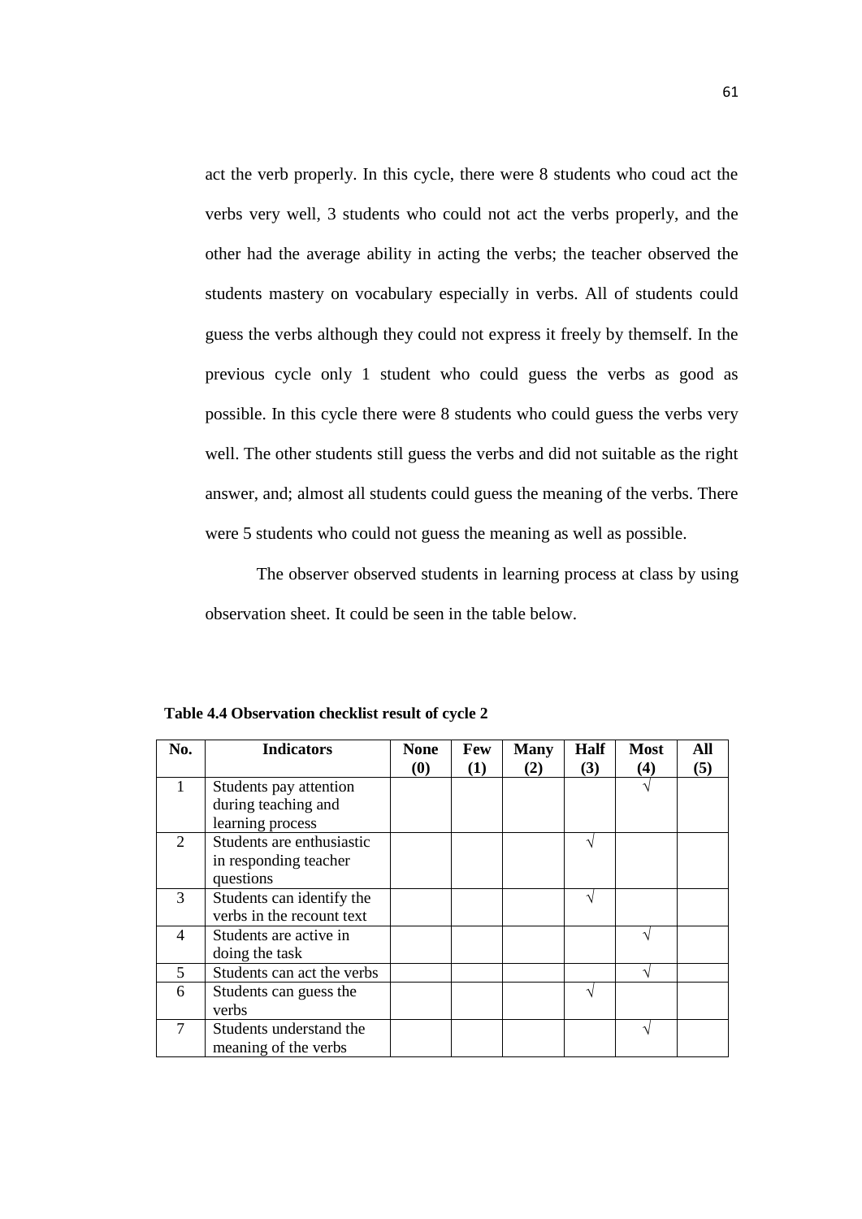act the verb properly. In this cycle, there were 8 students who coud act the verbs very well, 3 students who could not act the verbs properly, and the other had the average ability in acting the verbs; the teacher observed the students mastery on vocabulary especially in verbs. All of students could guess the verbs although they could not express it freely by themself. In the previous cycle only 1 student who could guess the verbs as good as possible. In this cycle there were 8 students who could guess the verbs very well. The other students still guess the verbs and did not suitable as the right answer, and; almost all students could guess the meaning of the verbs. There were 5 students who could not guess the meaning as well as possible.

The observer observed students in learning process at class by using observation sheet. It could be seen in the table below.

**Table 4.4 Observation checklist result of cycle 2**

| No. | Indicators | None (0) | Few (1) | Many (2) | Half (3) | Most (4) | All (5) |
|---|---|---|---|---|---|---|---|
| 1 | Students pay attention during teaching and learning process | | | | | √ | |
| 2 | Students are enthusiastic in responding teacher questions | | | | √ | | |
| 3 | Students can identify the verbs in the recount text | | | | √ | | |
| 4 | Students are active in doing the task | | | | | √ | |
| 5 | Students can act the verbs | | | | | √ | |
| 6 | Students can guess the verbs | | | | √ | | |
| 7 | Students understand the meaning of the verbs | | | | | √ | |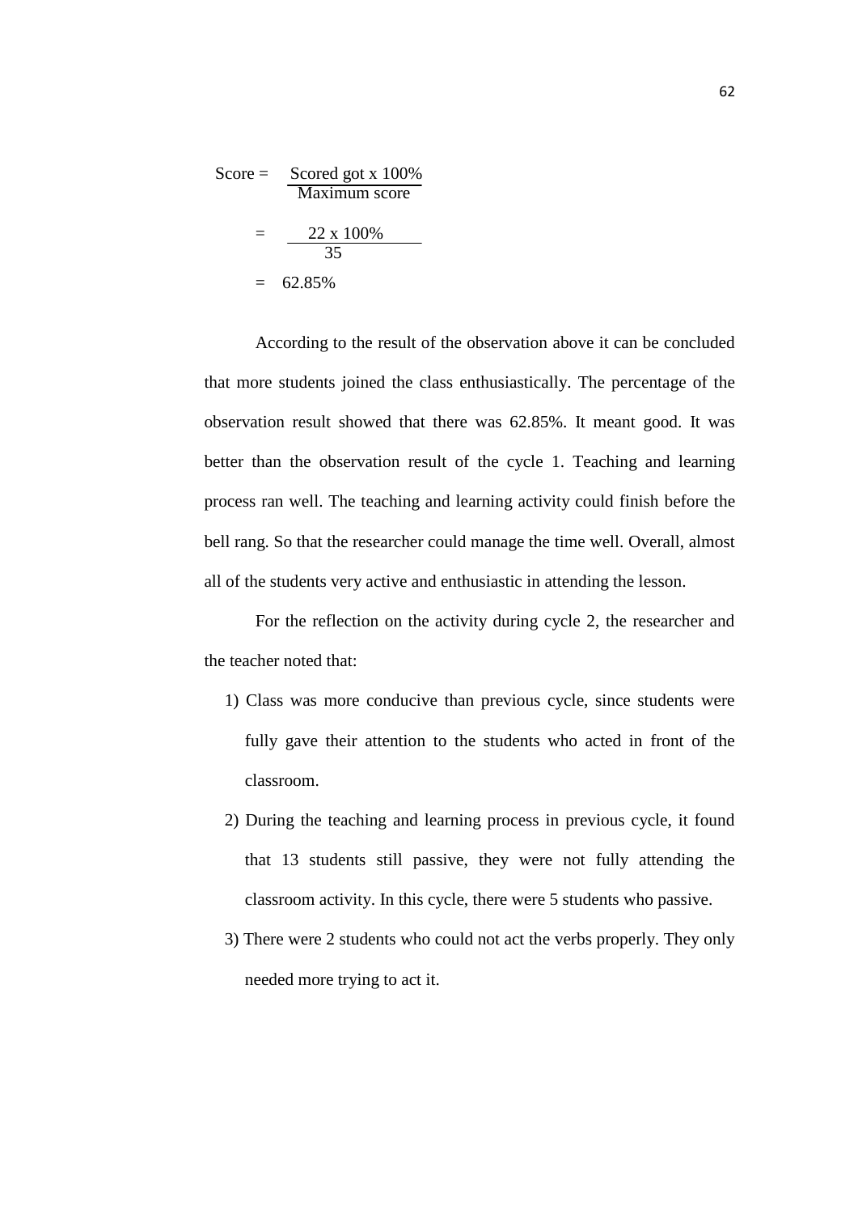$$\text{Score} = \frac{\text{Scored got x 100\%}}{\text{Maximum score}}$$

$$= \frac{22 \text{ x } 100\%}{35}$$

$$= 62.85\%$$

According to the result of the observation above it can be concluded that more students joined the class enthusiastically. The percentage of the observation result showed that there was 62.85%. It meant good. It was better than the observation result of the cycle 1. Teaching and learning process ran well. The teaching and learning activity could finish before the bell rang. So that the researcher could manage the time well. Overall, almost all of the students very active and enthusiastic in attending the lesson.

For the reflection on the activity during cycle 2, the researcher and the teacher noted that:

1) Class was more conducive than previous cycle, since students were fully gave their attention to the students who acted in front of the classroom.
2) During the teaching and learning process in previous cycle, it found that 13 students still passive, they were not fully attending the classroom activity. In this cycle, there were 5 students who passive.
3) There were 2 students who could not act the verbs properly. They only needed more trying to act it.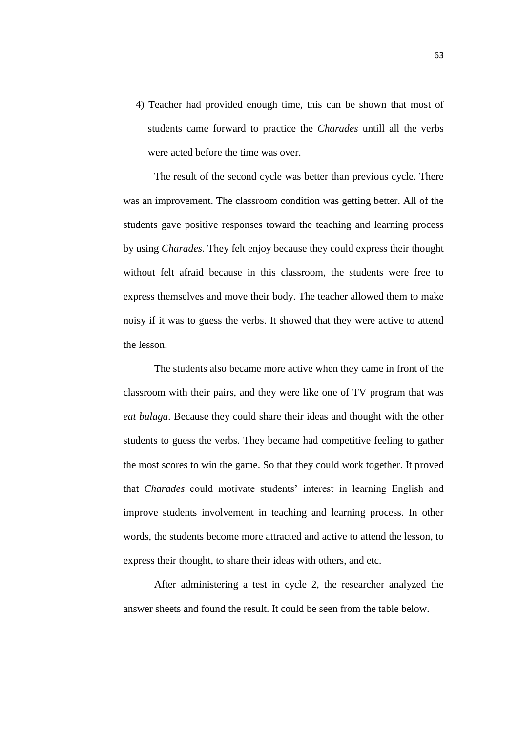4) Teacher had provided enough time, this can be shown that most of students came forward to practice the *Charades* untill all the verbs were acted before the time was over.

The result of the second cycle was better than previous cycle. There was an improvement. The classroom condition was getting better. All of the students gave positive responses toward the teaching and learning process by using *Charades*. They felt enjoy because they could express their thought without felt afraid because in this classroom, the students were free to express themselves and move their body. The teacher allowed them to make noisy if it was to guess the verbs. It showed that they were active to attend the lesson.

The students also became more active when they came in front of the classroom with their pairs, and they were like one of TV program that was *eat bulaga*. Because they could share their ideas and thought with the other students to guess the verbs. They became had competitive feeling to gather the most scores to win the game. So that they could work together. It proved that *Charades* could motivate students' interest in learning English and improve students involvement in teaching and learning process. In other words, the students become more attracted and active to attend the lesson, to express their thought, to share their ideas with others, and etc.

After administering a test in cycle 2, the researcher analyzed the answer sheets and found the result. It could be seen from the table below.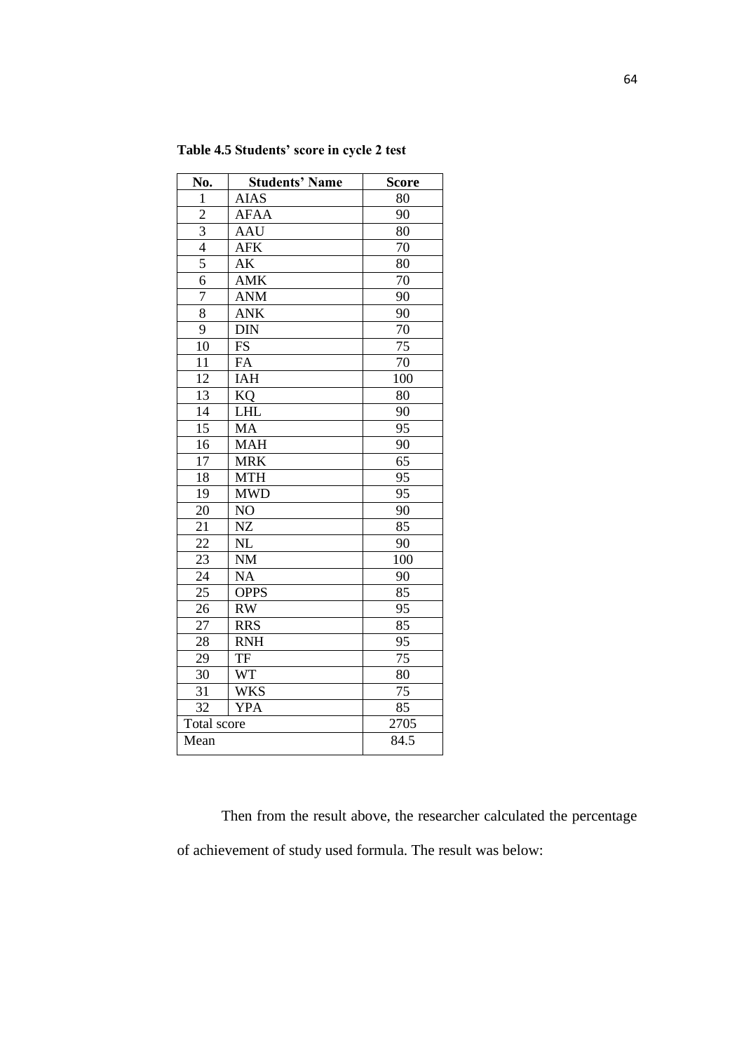**Table 4.5 Students' score in cycle 2 test**

| No. | Students' Name | Score |
|---|---|---|
| 1 | AIAS | 80 |
| 2 | AFAA | 90 |
| 3 | AAU | 80 |
| 4 | AFK | 70 |
| 5 | AK | 80 |
| 6 | AMK | 70 |
| 7 | ANM | 90 |
| 8 | ANK | 90 |
| 9 | DIN | 70 |
| 10 | FS | 75 |
| 11 | FA | 70 |
| 12 | IAH | 100 |
| 13 | KQ | 80 |
| 14 | LHL | 90 |
| 15 | MA | 95 |
| 16 | MAH | 90 |
| 17 | MRK | 65 |
| 18 | MTH | 95 |
| 19 | MWD | 95 |
| 20 | NO | 90 |
| 21 | NZ | 85 |
| 22 | NL | 90 |
| 23 | NM | 100 |
| 24 | NA | 90 |
| 25 | OPPS | 85 |
| 26 | RW | 95 |
| 27 | RRS | 85 |
| 28 | RNH | 95 |
| 29 | TF | 75 |
| 30 | WT | 80 |
| 31 | WKS | 75 |
| 32 | YPA | 85 |
| Total score | | 2705 |
| Mean | | 84.5 |

Then from the result above, the researcher calculated the percentage of achievement of study used formula. The result was below: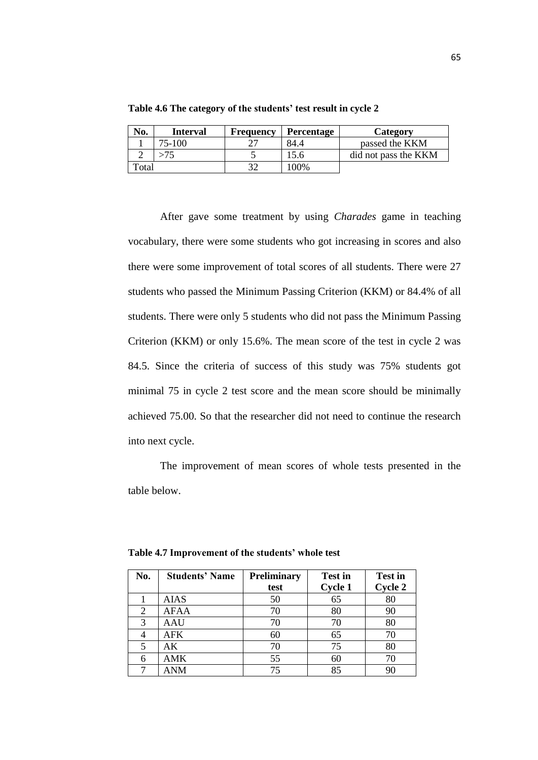**Table 4.6 The category of the students' test result in cycle 2**

| No. | Interval | Frequency | Percentage | Category |
|---|---|---|---|---|
| 1 | 75-100 | 27 | 84.4 | passed the KKM |
| 2 | >75 | 5 | 15.6 | did not pass the KKM |
| Total | | 32 | 100% | |

After gave some treatment by using *Charades* game in teaching vocabulary, there were some students who got increasing in scores and also there were some improvement of total scores of all students. There were 27 students who passed the Minimum Passing Criterion (KKM) or 84.4% of all students. There were only 5 students who did not pass the Minimum Passing Criterion (KKM) or only 15.6%. The mean score of the test in cycle 2 was 84.5. Since the criteria of success of this study was 75% students got minimal 75 in cycle 2 test score and the mean score should be minimally achieved 75.00. So that the researcher did not need to continue the research into next cycle.

The improvement of mean scores of whole tests presented in the table below.

**Table 4.7 Improvement of the students' whole test**

| No. | Students' Name | Preliminary test | Test in Cycle 1 | Test in Cycle 2 |
|---|---|---|---|---|
| 1 | AIAS | 50 | 65 | 80 |
| 2 | AFAA | 70 | 80 | 90 |
| 3 | AAU | 70 | 70 | 80 |
| 4 | AFK | 60 | 65 | 70 |
| 5 | AK | 70 | 75 | 80 |
| 6 | AMK | 55 | 60 | 70 |
| 7 | ANM | 75 | 85 | 90 |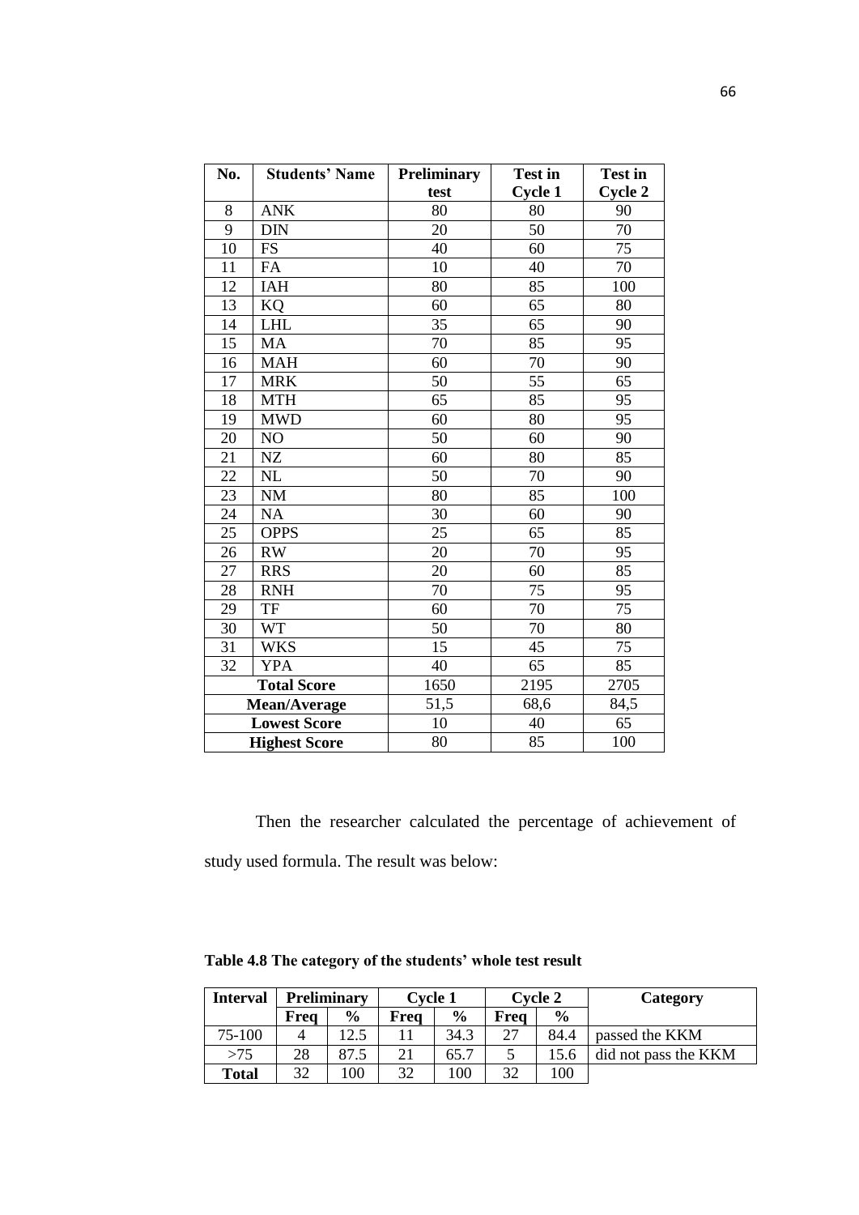| No. | Students' Name | Preliminary test | Test in Cycle 1 | Test in Cycle 2 |
|---|---|---|---|---|
| 8 | ANK | 80 | 80 | 90 |
| 9 | DIN | 20 | 50 | 70 |
| 10 | FS | 40 | 60 | 75 |
| 11 | FA | 10 | 40 | 70 |
| 12 | IAH | 80 | 85 | 100 |
| 13 | KQ | 60 | 65 | 80 |
| 14 | LHL | 35 | 65 | 90 |
| 15 | MA | 70 | 85 | 95 |
| 16 | MAH | 60 | 70 | 90 |
| 17 | MRK | 50 | 55 | 65 |
| 18 | MTH | 65 | 85 | 95 |
| 19 | MWD | 60 | 80 | 95 |
| 20 | NO | 50 | 60 | 90 |
| 21 | NZ | 60 | 80 | 85 |
| 22 | NL | 50 | 70 | 90 |
| 23 | NM | 80 | 85 | 100 |
| 24 | NA | 30 | 60 | 90 |
| 25 | OPPS | 25 | 65 | 85 |
| 26 | RW | 20 | 70 | 95 |
| 27 | RRS | 20 | 60 | 85 |
| 28 | RNH | 70 | 75 | 95 |
| 29 | TF | 60 | 70 | 75 |
| 30 | WT | 50 | 70 | 80 |
| 31 | WKS | 15 | 45 | 75 |
| 32 | YPA | 40 | 65 | 85 |
| **Total Score** | | 1650 | 2195 | 2705 |
| **Mean/Average** | | 51,5 | 68,6 | 84,5 |
| **Lowest Score** | | 10 | 40 | 65 |
| **Highest Score** | | 80 | 85 | 100 |

Then the researcher calculated the percentage of achievement of study used formula. The result was below:

**Table 4.8 The category of the students' whole test result**

| Interval | Preliminary | | Cycle 1 | | Cycle 2 | | Category |
|---|---|---|---|---|---|---|---|
| | Freq | % | Freq | % | Freq | % | |
| 75-100 | 4 | 12.5 | 11 | 34.3 | 27 | 84.4 | passed the KKM |
| >75 | 28 | 87.5 | 21 | 65.7 | 5 | 15.6 | did not pass the KKM |
| **Total** | 32 | 100 | 32 | 100 | 32 | 100 | |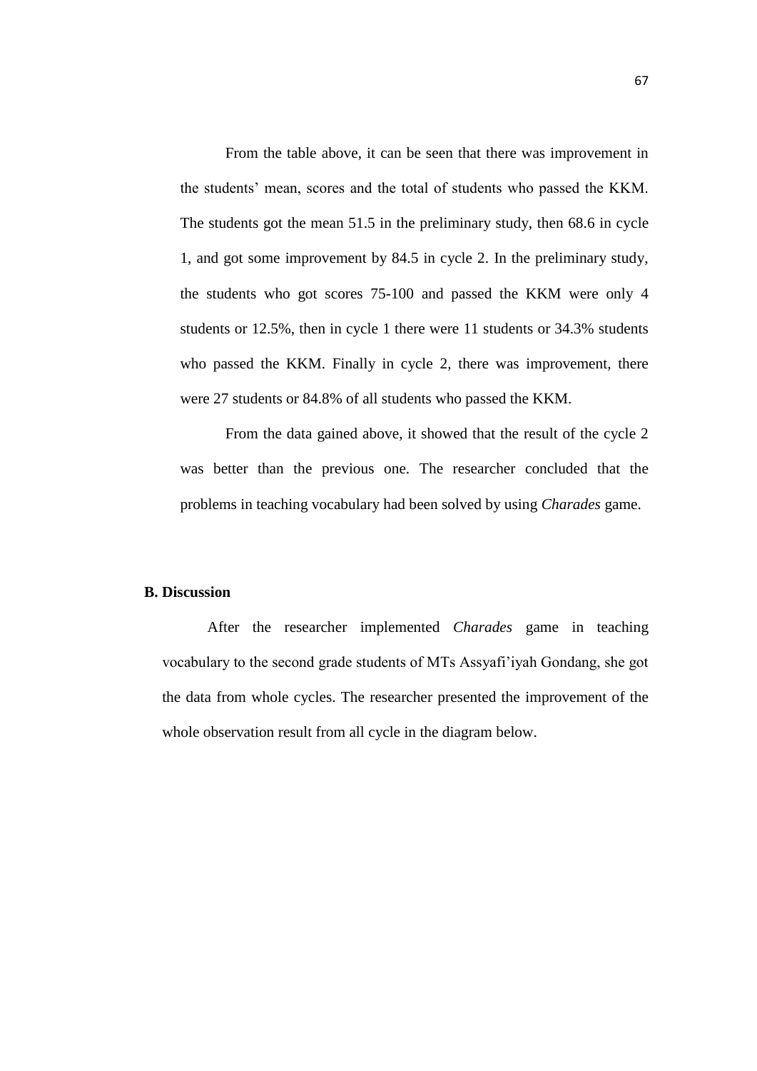From the table above, it can be seen that there was improvement in the students' mean, scores and the total of students who passed the KKM. The students got the mean 51.5 in the preliminary study, then 68.6 in cycle 1, and got some improvement by 84.5 in cycle 2. In the preliminary study, the students who got scores 75-100 and passed the KKM were only 4 students or 12.5%, then in cycle 1 there were 11 students or 34.3% students who passed the KKM. Finally in cycle 2, there was improvement, there were 27 students or 84.8% of all students who passed the KKM.

From the data gained above, it showed that the result of the cycle 2 was better than the previous one. The researcher concluded that the problems in teaching vocabulary had been solved by using *Charades* game.

## B. Discussion

After the researcher implemented *Charades* game in teaching vocabulary to the second grade students of MTs Assyafi'iyah Gondang, she got the data from whole cycles. The researcher presented the improvement of the whole observation result from all cycle in the diagram below.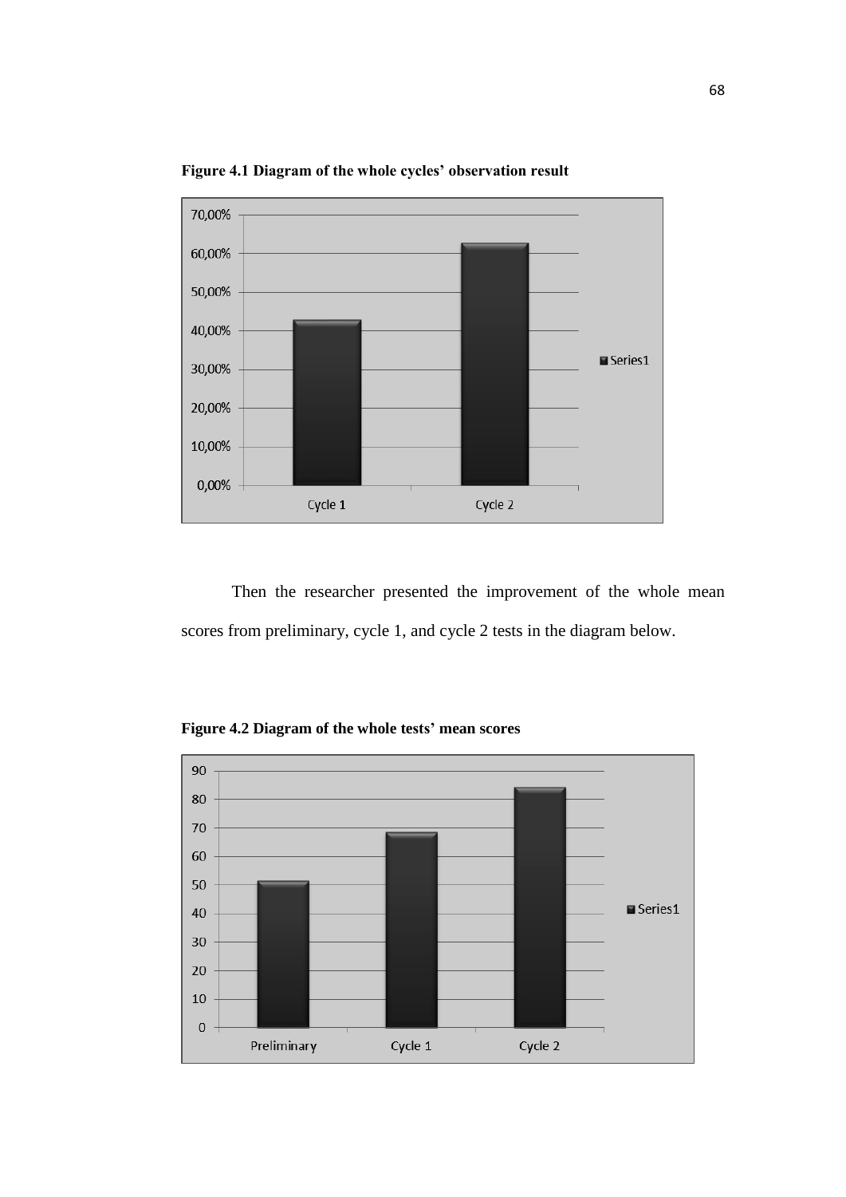**Figure 4.1 Diagram of the whole cycles' observation result**

Then the researcher presented the improvement of the whole mean scores from preliminary, cycle 1, and cycle 2 tests in the diagram below.

**Figure 4.2 Diagram of the whole tests' mean scores**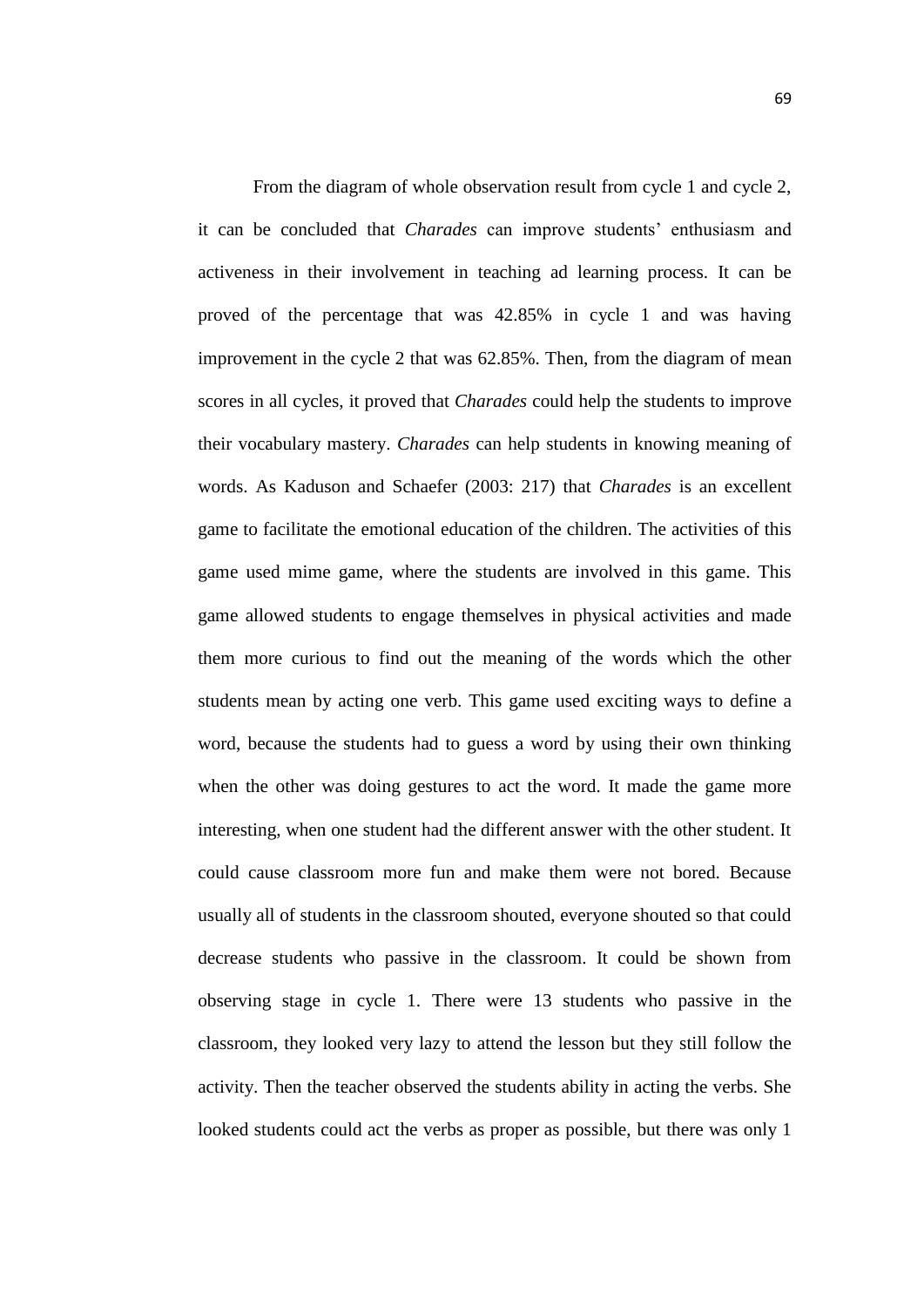From the diagram of whole observation result from cycle 1 and cycle 2, it can be concluded that *Charades* can improve students' enthusiasm and activeness in their involvement in teaching ad learning process. It can be proved of the percentage that was 42.85% in cycle 1 and was having improvement in the cycle 2 that was 62.85%. Then, from the diagram of mean scores in all cycles, it proved that *Charades* could help the students to improve their vocabulary mastery. *Charades* can help students in knowing meaning of words. As Kaduson and Schaefer (2003: 217) that *Charades* is an excellent game to facilitate the emotional education of the children. The activities of this game used mime game, where the students are involved in this game. This game allowed students to engage themselves in physical activities and made them more curious to find out the meaning of the words which the other students mean by acting one verb. This game used exciting ways to define a word, because the students had to guess a word by using their own thinking when the other was doing gestures to act the word. It made the game more interesting, when one student had the different answer with the other student. It could cause classroom more fun and make them were not bored. Because usually all of students in the classroom shouted, everyone shouted so that could decrease students who passive in the classroom. It could be shown from observing stage in cycle 1. There were 13 students who passive in the classroom, they looked very lazy to attend the lesson but they still follow the activity. Then the teacher observed the students ability in acting the verbs. She looked students could act the verbs as proper as possible, but there was only 1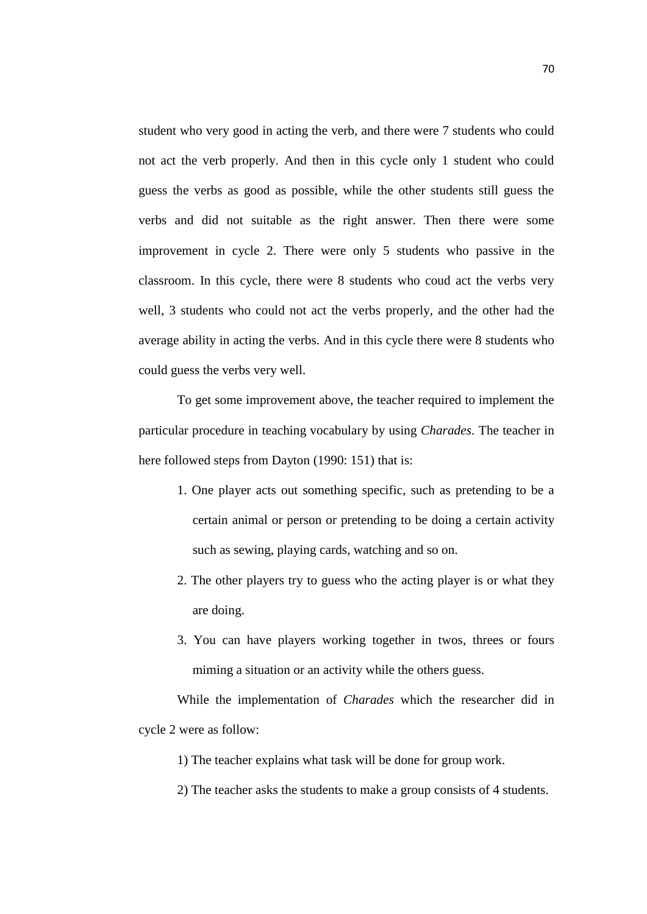student who very good in acting the verb, and there were 7 students who could not act the verb properly. And then in this cycle only 1 student who could guess the verbs as good as possible, while the other students still guess the verbs and did not suitable as the right answer. Then there were some improvement in cycle 2. There were only 5 students who passive in the classroom. In this cycle, there were 8 students who coud act the verbs very well, 3 students who could not act the verbs properly, and the other had the average ability in acting the verbs. And in this cycle there were 8 students who could guess the verbs very well.

To get some improvement above, the teacher required to implement the particular procedure in teaching vocabulary by using *Charades*. The teacher in here followed steps from Dayton (1990: 151) that is:

1. One player acts out something specific, such as pretending to be a certain animal or person or pretending to be doing a certain activity such as sewing, playing cards, watching and so on.
2. The other players try to guess who the acting player is or what they are doing.
3. You can have players working together in twos, threes or fours miming a situation or an activity while the others guess.

While the implementation of *Charades* which the researcher did in cycle 2 were as follow:

1) The teacher explains what task will be done for group work.

2) The teacher asks the students to make a group consists of 4 students.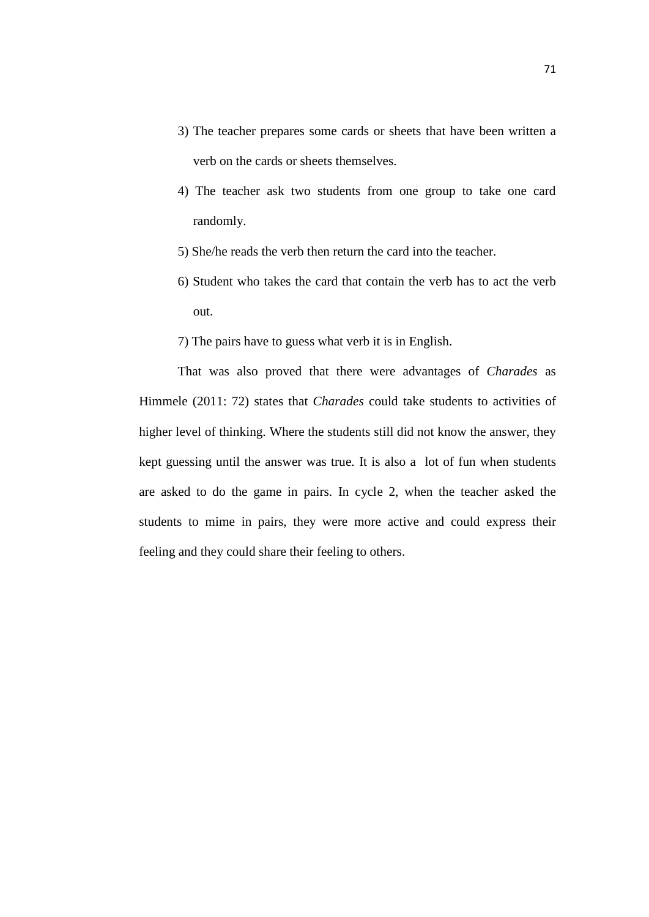3) The teacher prepares some cards or sheets that have been written a verb on the cards or sheets themselves.

4) The teacher ask two students from one group to take one card randomly.

5) She/he reads the verb then return the card into the teacher.

6) Student who takes the card that contain the verb has to act the verb out.

7) The pairs have to guess what verb it is in English.

That was also proved that there were advantages of *Charades* as Himmele (2011: 72) states that *Charades* could take students to activities of higher level of thinking. Where the students still did not know the answer, they kept guessing until the answer was true. It is also a lot of fun when students are asked to do the game in pairs. In cycle 2, when the teacher asked the students to mime in pairs, they were more active and could express their feeling and they could share their feeling to others.